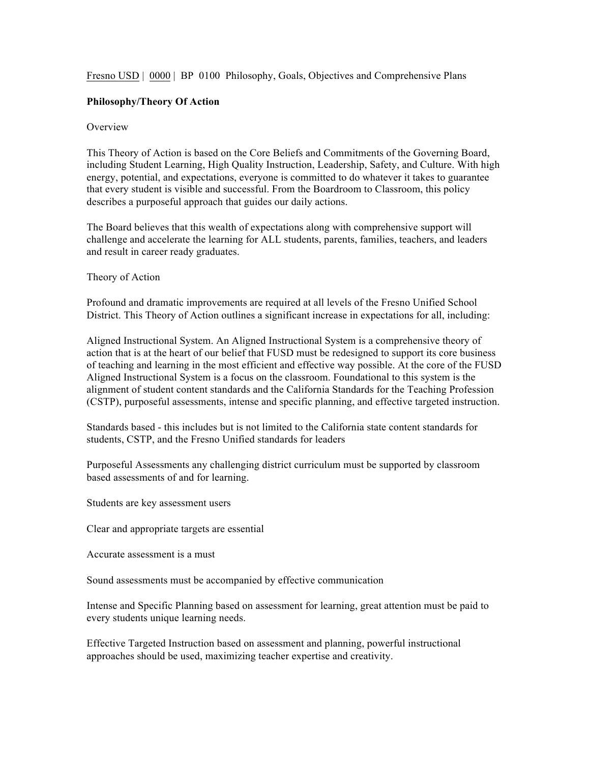Fresno USD | 0000 | BP 0100 Philosophy, Goals, Objectives and Comprehensive Plans

**Philosophy/Theory Of Action**

Overview

This Theory of Action is based on the Core Beliefs and Commitments of the Governing Board, including Student Learning, High Quality Instruction, Leadership, Safety, and Culture. With high energy, potential, and expectations, everyone is committed to do whatever it takes to guarantee that every student is visible and successful. From the Boardroom to Classroom, this policy describes a purposeful approach that guides our daily actions.

The Board believes that this wealth of expectations along with comprehensive support will challenge and accelerate the learning for ALL students, parents, families, teachers, and leaders and result in career ready graduates.

Theory of Action

Profound and dramatic improvements are required at all levels of the Fresno Unified School District. This Theory of Action outlines a significant increase in expectations for all, including:

Aligned Instructional System. An Aligned Instructional System is a comprehensive theory of action that is at the heart of our belief that FUSD must be redesigned to support its core business of teaching and learning in the most efficient and effective way possible. At the core of the FUSD Aligned Instructional System is a focus on the classroom. Foundational to this system is the alignment of student content standards and the California Standards for the Teaching Profession (CSTP), purposeful assessments, intense and specific planning, and effective targeted instruction.

Standards based - this includes but is not limited to the California state content standards for students, CSTP, and the Fresno Unified standards for leaders

Purposeful Assessments any challenging district curriculum must be supported by classroom based assessments of and for learning.

Students are key assessment users

Clear and appropriate targets are essential

Accurate assessment is a must

Sound assessments must be accompanied by effective communication

Intense and Specific Planning based on assessment for learning, great attention must be paid to every students unique learning needs.

Effective Targeted Instruction based on assessment and planning, powerful instructional approaches should be used, maximizing teacher expertise and creativity.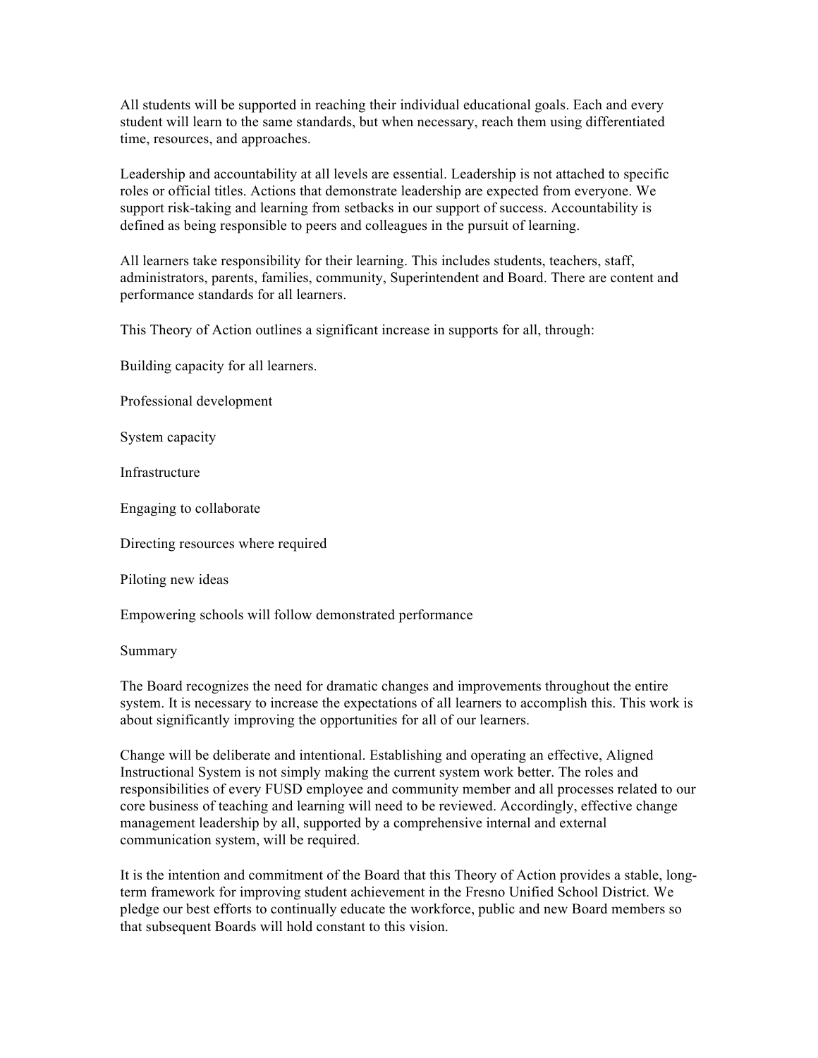All students will be supported in reaching their individual educational goals. Each and every student will learn to the same standards, but when necessary, reach them using differentiated time, resources, and approaches.

Leadership and accountability at all levels are essential. Leadership is not attached to specific roles or official titles. Actions that demonstrate leadership are expected from everyone. We support risk-taking and learning from setbacks in our support of success. Accountability is defined as being responsible to peers and colleagues in the pursuit of learning.

All learners take responsibility for their learning. This includes students, teachers, staff, administrators, parents, families, community, Superintendent and Board. There are content and performance standards for all learners.

This Theory of Action outlines a significant increase in supports for all, through:

Building capacity for all learners.

Professional development

System capacity

Infrastructure

Engaging to collaborate

Directing resources where required

Piloting new ideas

Empowering schools will follow demonstrated performance

Summary

The Board recognizes the need for dramatic changes and improvements throughout the entire system. It is necessary to increase the expectations of all learners to accomplish this. This work is about significantly improving the opportunities for all of our learners.

Change will be deliberate and intentional. Establishing and operating an effective, Aligned Instructional System is not simply making the current system work better. The roles and responsibilities of every FUSD employee and community member and all processes related to our core business of teaching and learning will need to be reviewed. Accordingly, effective change management leadership by all, supported by a comprehensive internal and external communication system, will be required.

It is the intention and commitment of the Board that this Theory of Action provides a stable, long-term framework for improving student achievement in the Fresno Unified School District. We pledge our best efforts to continually educate the workforce, public and new Board members so that subsequent Boards will hold constant to this vision.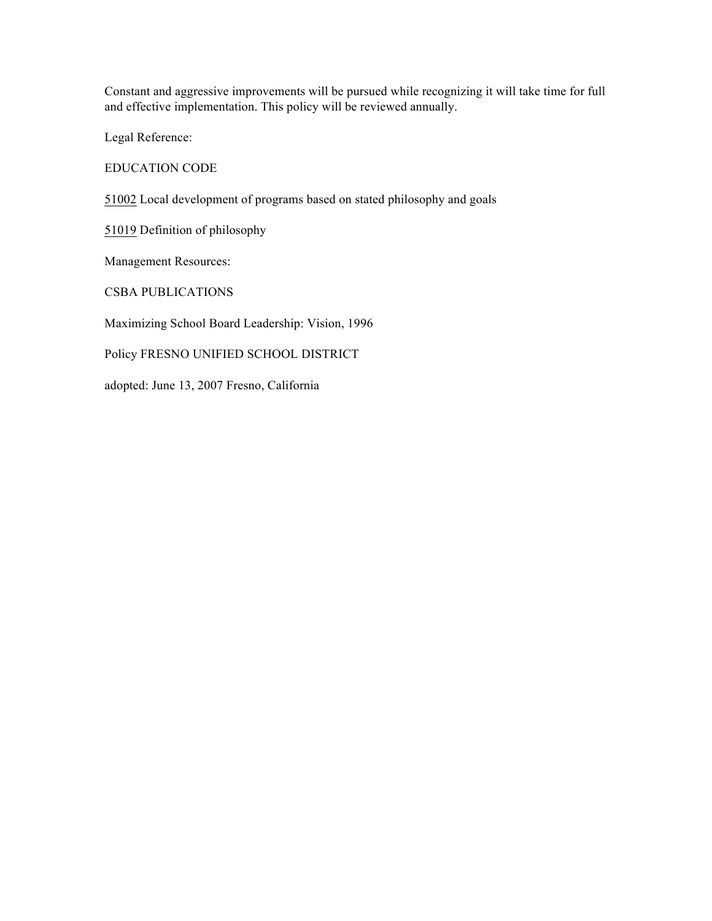Constant and aggressive improvements will be pursued while recognizing it will take time for full and effective implementation. This policy will be reviewed annually.

Legal Reference:

EDUCATION CODE

51002 Local development of programs based on stated philosophy and goals

51019 Definition of philosophy

Management Resources:

CSBA PUBLICATIONS

Maximizing School Board Leadership: Vision, 1996

Policy FRESNO UNIFIED SCHOOL DISTRICT

adopted: June 13, 2007 Fresno, California